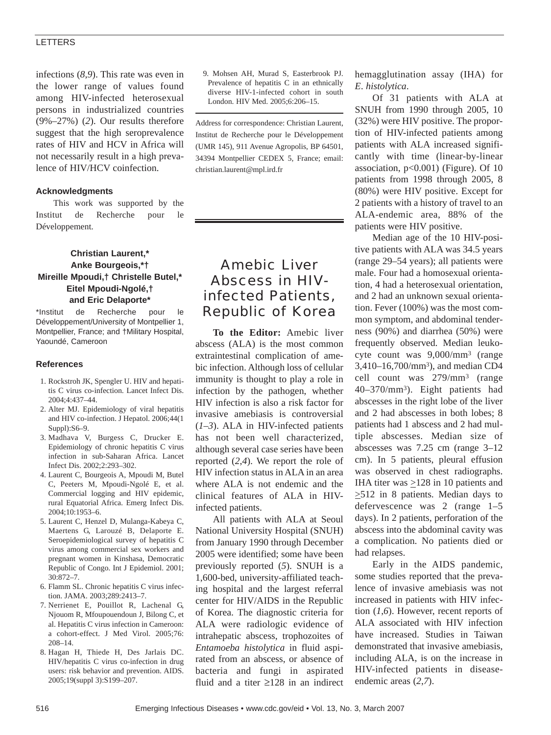infections (*8*,*9*). This rate was even in the lower range of values found among HIV-infected heterosexual persons in industrialized countries (9%–27%) (*2*). Our results therefore suggest that the high seroprevalence rates of HIV and HCV in Africa will not necessarily result in a high prevalence of HIV/HCV coinfection.

### Acknowledgments

This work was supported by the Institut de Recherche pour le Développement.

**Christian Laurent,\* Anke Bourgeois,\*† Mireille Mpoudi,† Christelle Butel,\* Eitel Mpoudi-Ngolé,† and Eric Delaporte\***

\*Institut de Recherche pour le Développement/University of Montpellier 1, Montpellier, France; and †Military Hospital, Yaoundé, Cameroon

### References

1. Rockstroh JK, Spengler U. HIV and hepatitis C virus co-infection. Lancet Infect Dis. 2004;4:437–44.
2. Alter MJ. Epidemiology of viral hepatitis and HIV co-infection. J Hepatol. 2006;44(1 Suppl):S6–9.
3. Madhava V, Burgess C, Drucker E. Epidemiology of chronic hepatitis C virus infection in sub-Saharan Africa. Lancet Infect Dis. 2002;2:293–302.
4. Laurent C, Bourgeois A, Mpoudi M, Butel C, Peeters M, Mpoudi-Ngolé E, et al. Commercial logging and HIV epidemic, rural Equatorial Africa. Emerg Infect Dis. 2004;10:1953–6.
5. Laurent C, Henzel D, Mulanga-Kabeya C, Maertens G, Larouzé B, Delaporte E. Seroepidemiological survey of hepatitis C virus among commercial sex workers and pregnant women in Kinshasa, Democratic Republic of Congo. Int J Epidemiol. 2001; 30:872–7.
6. Flamm SL. Chronic hepatitis C virus infection. JAMA. 2003;289:2413–7.
7. Nerrienet E, Pouillot R, Lachenal G, Njouom R, Mfoupouendoun J, Bilong C, et al. Hepatitis C virus infection in Cameroon: a cohort-effect. J Med Virol. 2005;76: 208–14.
8. Hagan H, Thiede H, Des Jarlais DC. HIV/hepatitis C virus co-infection in drug users: risk behavior and prevention. AIDS. 2005;19(suppl 3):S199–207.
9. Mohsen AH, Murad S, Easterbrook PJ. Prevalence of hepatitis C in an ethnically diverse HIV-1-infected cohort in south London. HIV Med. 2005;6:206–15.

Address for correspondence: Christian Laurent, Institut de Recherche pour le Développement (UMR 145), 911 Avenue Agropolis, BP 64501, 34394 Montpellier CEDEX 5, France; email: christian.laurent@mpl.ird.fr

# Amebic Liver Abscess in HIV-infected Patients, Republic of Korea

**To the Editor:** Amebic liver abscess (ALA) is the most common extraintestinal complication of amebic infection. Although loss of cellular immunity is thought to play a role in infection by the pathogen, whether HIV infection is also a risk factor for invasive amebiasis is controversial (*1*–*3*). ALA in HIV-infected patients has not been well characterized, although several case series have been reported (*2*,*4*). We report the role of HIV infection status in ALA in an area where ALA is not endemic and the clinical features of ALA in HIV-infected patients.

All patients with ALA at Seoul National University Hospital (SNUH) from January 1990 through December 2005 were identified; some have been previously reported (*5*). SNUH is a 1,600-bed, university-affiliated teaching hospital and the largest referral center for HIV/AIDS in the Republic of Korea. The diagnostic criteria for ALA were radiologic evidence of intrahepatic abscess, trophozoites of *Entamoeba histolytica* in fluid aspirated from an abscess, or absence of bacteria and fungi in aspirated fluid and a titer ≥128 in an indirect hemagglutination assay (IHA) for *E. histolytica*.

Of 31 patients with ALA at SNUH from 1990 through 2005, 10 (32%) were HIV positive. The proportion of HIV-infected patients among patients with ALA increased significantly with time (linear-by-linear association, $p<0.001$) (Figure). Of 10 patients from 1998 through 2005, 8 (80%) were HIV positive. Except for 2 patients with a history of travel to an ALA-endemic area, 88% of the patients were HIV positive.

Median age of the 10 HIV-positive patients with ALA was 34.5 years (range 29–54 years); all patients were male. Four had a homosexual orientation, 4 had a heterosexual orientation, and 2 had an unknown sexual orientation. Fever (100%) was the most common symptom, and abdominal tenderness (90%) and diarrhea (50%) were frequently observed. Median leukocyte count was 9,000/$mm^3$ (range 3,410–16,700/$mm^3$), and median CD4 cell count was 279/$mm^3$ (range 40–370/$mm^3$). Eight patients had abscesses in the right lobe of the liver and 2 had abscesses in both lobes; 8 patients had 1 abscess and 2 had multiple abscesses. Median size of abscesses was 7.25 cm (range 3–12 cm). In 5 patients, pleural effusion was observed in chest radiographs. IHA titer was ≥128 in 10 patients and ≥512 in 8 patients. Median days to defervescence was 2 (range 1–5 days). In 2 patients, perforation of the abscess into the abdominal cavity was a complication. No patients died or had relapses.

Early in the AIDS pandemic, some studies reported that the prevalence of invasive amebiasis was not increased in patients with HIV infection (*1*,*6*). However, recent reports of ALA associated with HIV infection have increased. Studies in Taiwan demonstrated that invasive amebiasis, including ALA, is on the increase in HIV-infected patients in disease-endemic areas (*2*,*7*).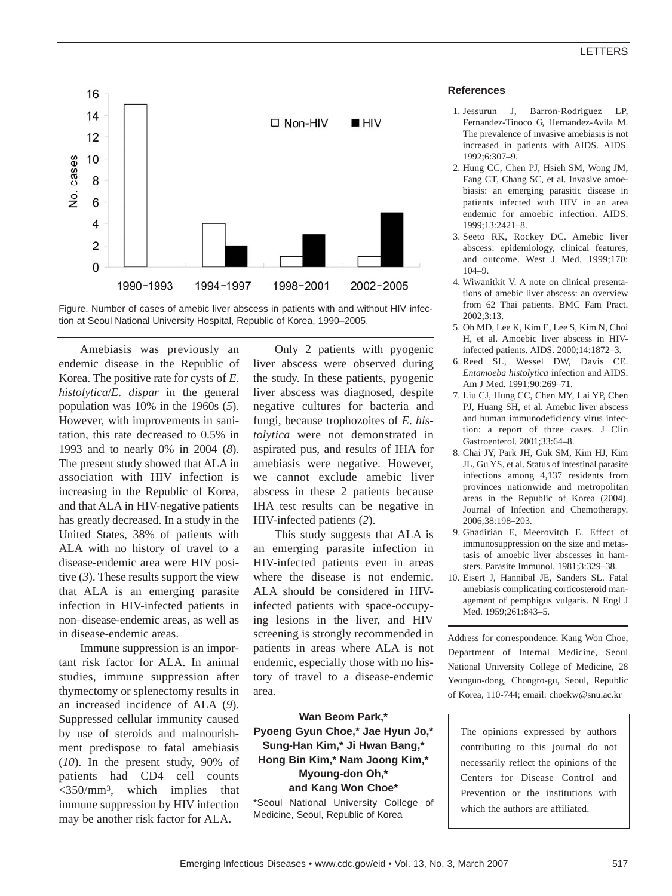16
14
12
10
8
6
4
2
0

No. cases

□ Non-HIV ■ HIV

1990–1993 1994–1997 1998–2001 2002–2005

Figure. Number of cases of amebic liver abscess in patients with and without HIV infection at Seoul National University Hospital, Republic of Korea, 1990–2005.

Amebiasis was previously an endemic disease in the Republic of Korea. The positive rate for cysts of *E. histolytica*/*E. dispar* in the general population was 10% in the 1960s (*5*). However, with improvements in sanitation, this rate decreased to 0.5% in 1993 and to nearly 0% in 2004 (*8*). The present study showed that ALA in association with HIV infection is increasing in the Republic of Korea, and that ALA in HIV-negative patients has greatly decreased. In a study in the United States, 38% of patients with ALA with no history of travel to a disease-endemic area were HIV positive (*3*). These results support the view that ALA is an emerging parasite infection in HIV-infected patients in non–disease-endemic areas, as well as in disease-endemic areas.

Immune suppression is an important risk factor for ALA. In animal studies, immune suppression after thymectomy or splenectomy results in an increased incidence of ALA (*9*). Suppressed cellular immunity caused by use of steroids and malnourishment predispose to fatal amebiasis (*10*). In the present study, 90% of patients had CD4 cell counts $<350/mm^3$, which implies that immune suppression by HIV infection may be another risk factor for ALA.

Only 2 patients with pyogenic liver abscess were observed during the study. In these patients, pyogenic liver abscess was diagnosed, despite negative cultures for bacteria and fungi, because trophozoites of *E. histolytica* were not demonstrated in aspirated pus, and results of IHA for amebiasis were negative. However, we cannot exclude amebic liver abscess in these 2 patients because IHA test results can be negative in HIV-infected patients (*2*).

This study suggests that ALA is an emerging parasite infection in HIV-infected patients even in areas where the disease is not endemic. ALA should be considered in HIV-infected patients with space-occupying lesions in the liver, and HIV screening is strongly recommended in patients in areas where ALA is not endemic, especially those with no history of travel to a disease-endemic area.

**Wan Beom Park,\* Pyoeng Gyun Choe,\* Jae Hyun Jo,\* Sung-Han Kim,\* Ji Hwan Bang,\* Hong Bin Kim,\* Nam Joong Kim,\* Myoung-don Oh,\* and Kang Won Choe\***

\*Seoul National University College of Medicine, Seoul, Republic of Korea

### References

1. Jessurun J, Barron-Rodriguez LP, Fernandez-Tinoco G, Hernandez-Avila M. The prevalence of invasive amebiasis is not increased in patients with AIDS. AIDS. 1992;6:307–9.
2. Hung CC, Chen PJ, Hsieh SM, Wong JM, Fang CT, Chang SC, et al. Invasive amoebiasis: an emerging parasitic disease in patients infected with HIV in an area endemic for amoebic infection. AIDS. 1999;13:2421–8.
3. Seeto RK, Rockey DC. Amebic liver abscess: epidemiology, clinical features, and outcome. West J Med. 1999;170:104–9.
4. Wiwanitkit V. A note on clinical presentations of amebic liver abscess: an overview from 62 Thai patients. BMC Fam Pract. 2002;3:13.
5. Oh MD, Lee K, Kim E, Lee S, Kim N, Choi H, et al. Amoebic liver abscess in HIV-infected patients. AIDS. 2000;14:1872–3.
6. Reed SL, Wessel DW, Davis CE. *Entamoeba histolytica* infection and AIDS. Am J Med. 1991;90:269–71.
7. Liu CJ, Hung CC, Chen MY, Lai YP, Chen PJ, Huang SH, et al. Amebic liver abscess and human immunodeficiency virus infection: a report of three cases. J Clin Gastroenterol. 2001;33:64–8.
8. Chai JY, Park JH, Guk SM, Kim HJ, Kim JL, Gu YS, et al. Status of intestinal parasite infections among 4,137 residents from provinces nationwide and metropolitan areas in the Republic of Korea (2004). Journal of Infection and Chemotherapy. 2006;38:198–203.
9. Ghadirian E, Meerovitch E. Effect of immunosuppression on the size and metastasis of amoebic liver abscesses in hamsters. Parasite Immunol. 1981;3:329–38.
10. Eisert J, Hannibal JE, Sanders SL. Fatal amebiasis complicating corticosteroid management of pemphigus vulgaris. N Engl J Med. 1959;261:843–5.

Address for correspondence: Kang Won Choe, Department of Internal Medicine, Seoul National University College of Medicine, 28 Yeongun-dong, Chongro-gu, Seoul, Republic of Korea, 110-744; email: choekw@snu.ac.kr

The opinions expressed by authors contributing to this journal do not necessarily reflect the opinions of the Centers for Disease Control and Prevention or the institutions with which the authors are affiliated.